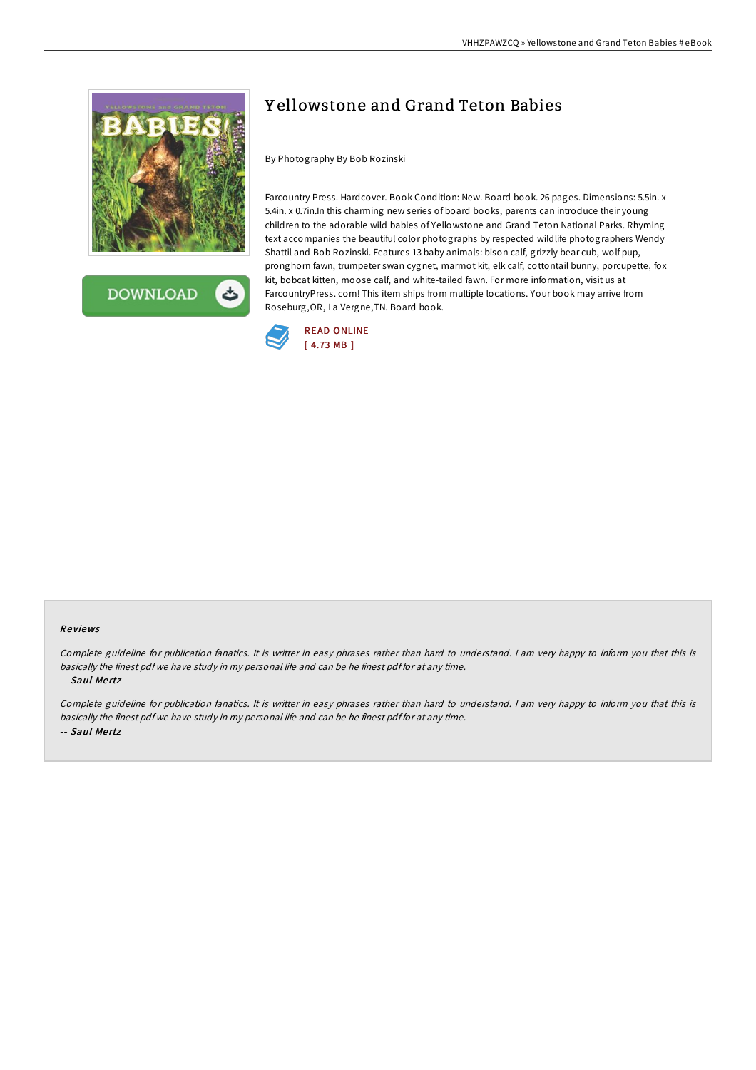# Yellowstone and Grand Teton Babies

By Photography By Bob Rozinski

Farcountry Press. Hardcover. Book Condition: New. Board book. 26 pages. Dimensions: 5.5in. x 5.4in. x 0.7in.In this charming new series of board books, parents can introduce their young children to the adorable wild babies of Yellowstone and Grand Teton National Parks. Rhyming text accompanies the beautiful color photographs by respected wildlife photographers Wendy Shattil and Bob Rozinski. Features 13 baby animals: bison calf, grizzly bear cub, wolf pup, pronghorn fawn, trumpeter swan cygnet, marmot kit, elk calf, cottontail bunny, porcupette, fox kit, bobcat kitten, moose calf, and white-tailed fawn. For more information, visit us at FarcountryPress. com! This item ships from multiple locations. Your book may arrive from Roseburg,OR, La Vergne,TN. Board book.

READ ONLINE
[ 4.73 MB ]

DOWNLOAD

### Reviews

*Complete guideline for publication fanatics. It is writter in easy phrases rather than hard to understand. I am very happy to inform you that this is basically the finest pdf we have study in my personal life and can be he finest pdf for at any time.*

-- *Saul Mertz*

*Complete guideline for publication fanatics. It is writter in easy phrases rather than hard to understand. I am very happy to inform you that this is basically the finest pdf we have study in my personal life and can be he finest pdf for at any time.*

-- *Saul Mertz*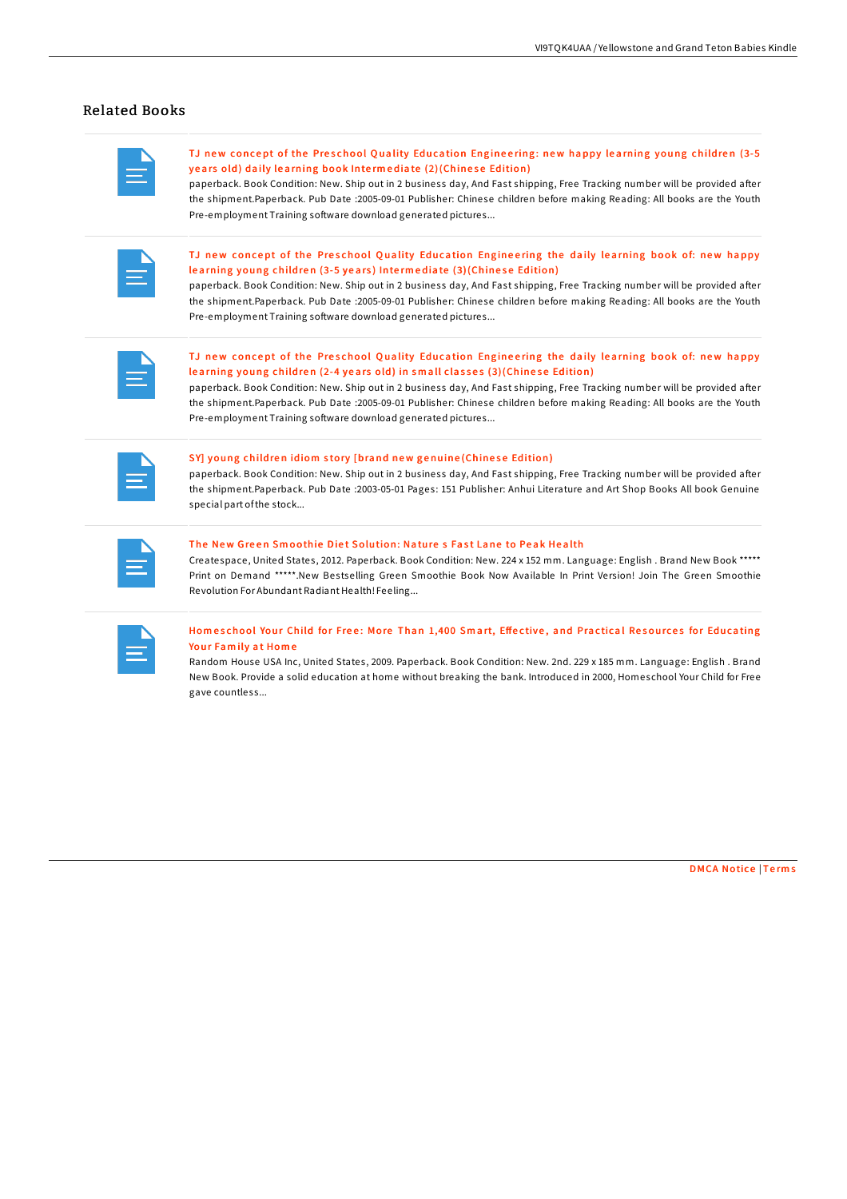## Related Books

**TJ new concept of the Preschool Quality Education Engineering: new happy learning young children (3-5 years old) daily learning book Intermediate (2)(Chinese Edition)**

paperback. Book Condition: New. Ship out in 2 business day, And Fast shipping, Free Tracking number will be provided after the shipment.Paperback. Pub Date :2005-09-01 Publisher: Chinese children before making Reading: All books are the Youth Pre-employment Training software download generated pictures...

**TJ new concept of the Preschool Quality Education Engineering the daily learning book of: new happy learning young children (3-5 years) Intermediate (3)(Chinese Edition)**

paperback. Book Condition: New. Ship out in 2 business day, And Fast shipping, Free Tracking number will be provided after the shipment.Paperback. Pub Date :2005-09-01 Publisher: Chinese children before making Reading: All books are the Youth Pre-employment Training software download generated pictures...

**TJ new concept of the Preschool Quality Education Engineering the daily learning book of: new happy learning young children (2-4 years old) in small classes (3)(Chinese Edition)**

paperback. Book Condition: New. Ship out in 2 business day, And Fast shipping, Free Tracking number will be provided after the shipment.Paperback. Pub Date :2005-09-01 Publisher: Chinese children before making Reading: All books are the Youth Pre-employment Training software download generated pictures...

**SY] young children idiom story [brand new genuine(Chinese Edition)**

paperback. Book Condition: New. Ship out in 2 business day, And Fast shipping, Free Tracking number will be provided after the shipment.Paperback. Pub Date :2003-05-01 Pages: 151 Publisher: Anhui Literature and Art Shop Books All book Genuine special part of the stock...

**The New Green Smoothie Diet Solution: Nature s Fast Lane to Peak Health**

Createspace, United States, 2012. Paperback. Book Condition: New. 224 x 152 mm. Language: English . Brand New Book ***** Print on Demand *****.New Bestselling Green Smoothie Book Now Available In Print Version! Join The Green Smoothie Revolution For Abundant Radiant Health! Feeling...

**Homeschool Your Child for Free: More Than 1,400 Smart, Effective, and Practical Resources for Educating Your Family at Home**

Random House USA Inc, United States, 2009. Paperback. Book Condition: New. 2nd. 229 x 185 mm. Language: English . Brand New Book. Provide a solid education at home without breaking the bank. Introduced in 2000, Homeschool Your Child for Free gave countless...